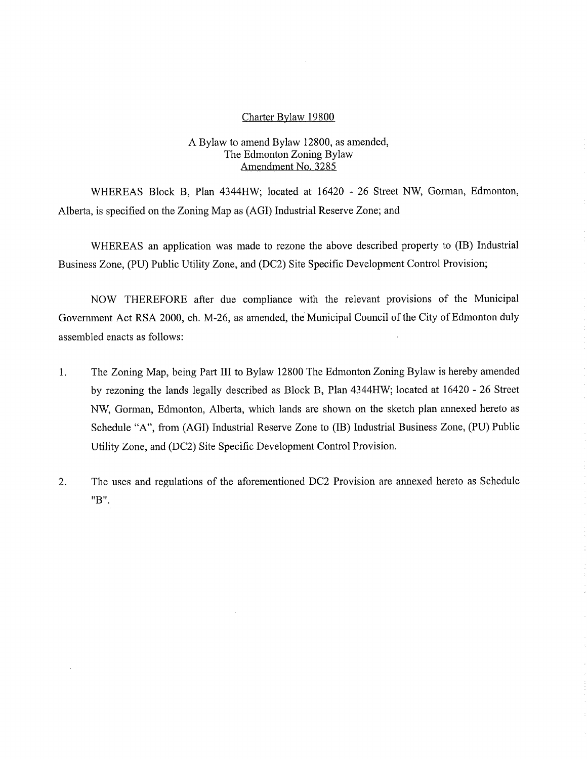# Charter Bylaw 19800

## A Bylaw to amend Bylaw 12800, as amended, The Edmonton Zoning Bylaw Amendment No. 3285

WHEREAS Block B, Plan 4344HW; located at 16420 - 26 Street NW, Gorman, Edmonton, Alberta, is specified on the Zoning Map as (AGI) Industrial Reserve Zone; and

WHEREAS an application was made to rezone the above described property to (IB) Industrial Business Zone, (PU) Public Utility Zone, and (DC2) Site Specific Development Control Provision;

NOW THEREFORE after due compliance with the relevant provisions of the Municipal Government Act RSA 2000, ch. M-26, as amended, the Municipal Council of the City of Edmonton duly assembled enacts as follows:

1. The Zoning Map, being Part III to Bylaw 12800 The Edmonton Zoning Bylaw is hereby amended by rezoning the lands legally described as Block B, Plan 4344HW; located at 16420 - 26 Street NW, Gorman, Edmonton, Alberta, which lands are shown on the sketch plan annexed hereto as Schedule "A", from (AGI) Industrial Reserve Zone to (IB) Industrial Business Zone, (PU) Public Utility Zone, and (DC2) Site Specific Development Control Provision.

2. The uses and regulations of the aforementioned DC2 Provision are annexed hereto as Schedule "B".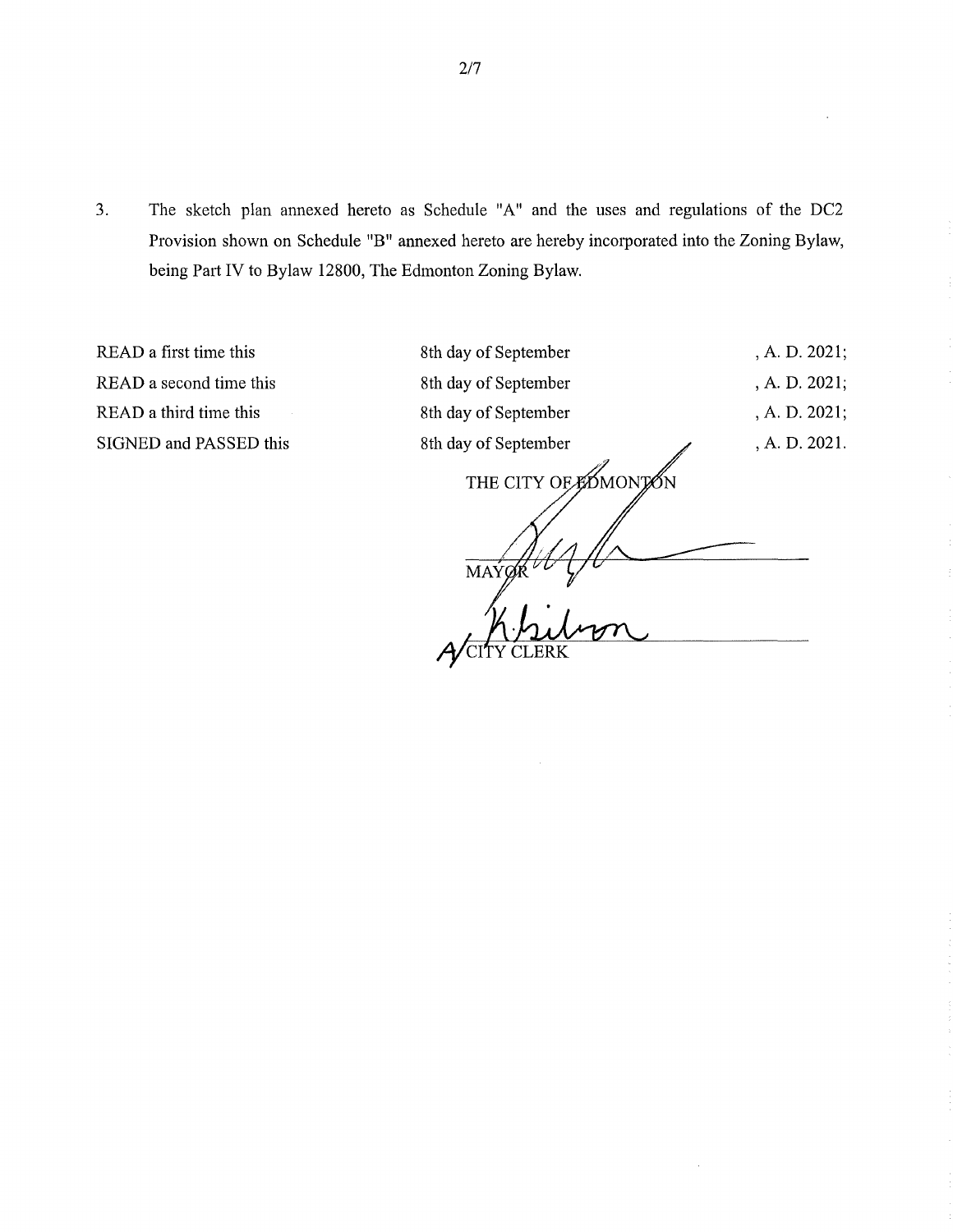3. The sketch plan annexed hereto as Schedule "A" and the uses and regulations of the DC2 Provision shown on Schedule "B" annexed hereto are hereby incorporated into the Zoning Bylaw, being Part IV to Bylaw 12800, The Edmonton Zoning Bylaw.

| | | |
|---|---|---|
| READ a first time this | 8th day of September | , A. D. 2021; |
| READ a second time this | 8th day of September | , A. D. 2021; |
| READ a third time this | 8th day of September | , A. D. 2021; |
| SIGNED and PASSED this | 8th day of September | , A. D. 2021. |

THE CITY OF EDMONTON

MAYOR

A/CITY CLERK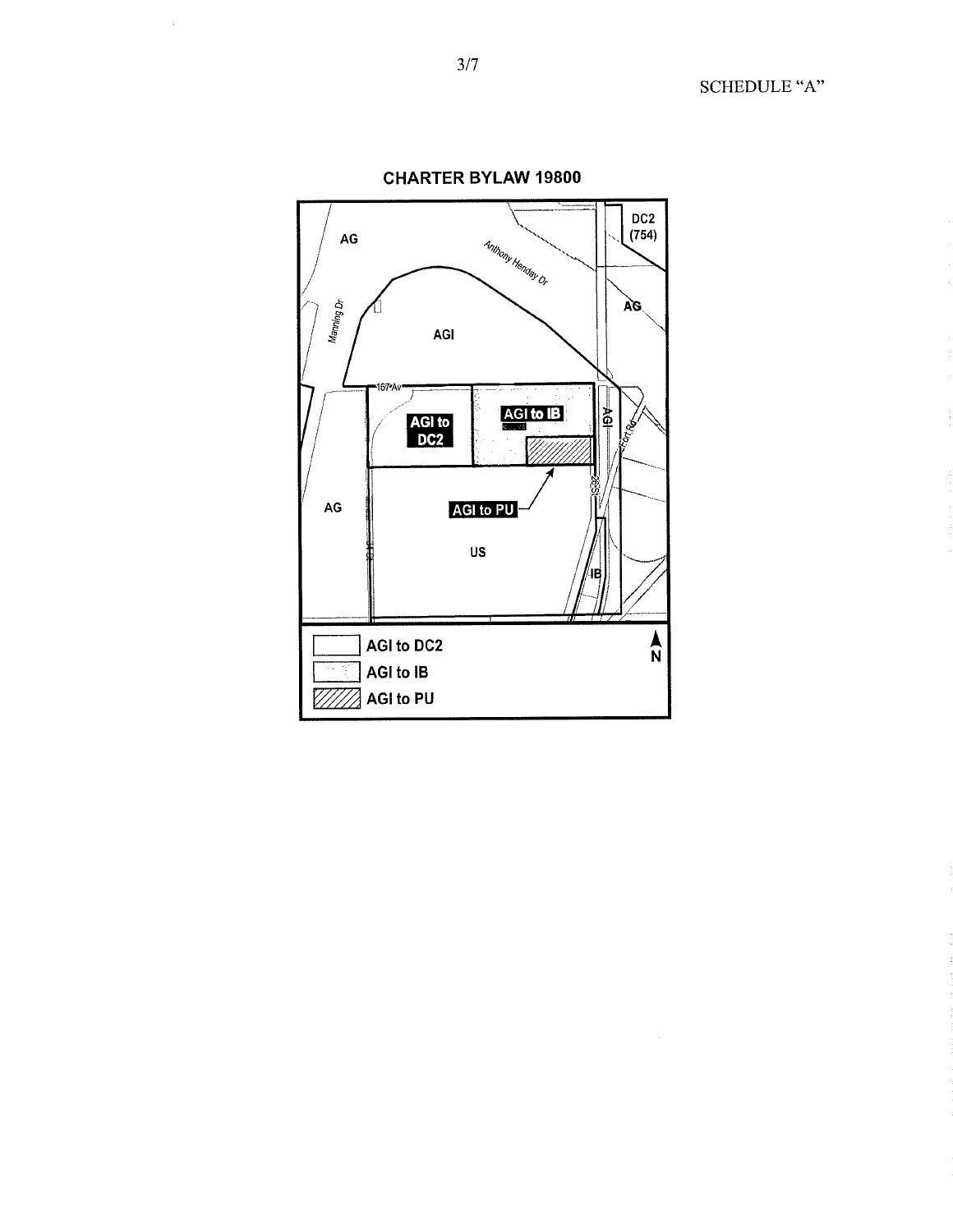SCHEDULE "A"

**CHARTER BYLAW 19800**

AG

Anthony Henday Dr

DC2 (754)

AG

Manning Dr

AGI

167 Av

AGI to DC2

AGI to IB

AGI

Fort Rd

AG

AGI to PU

26 St

US

IB

| Legend |
|---|
| AGI to DC2 |
| AGI to IB |
| AGI to PU |

N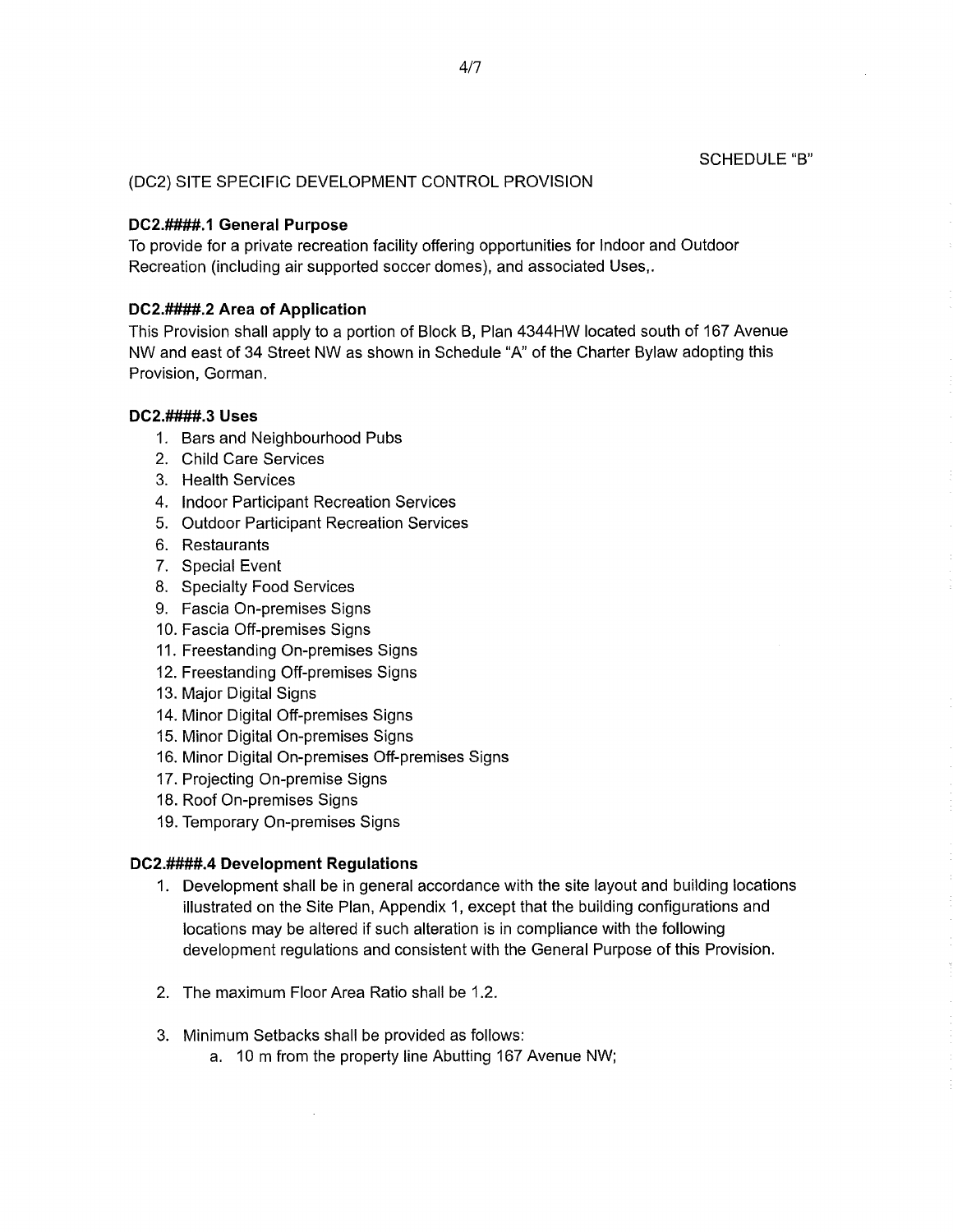SCHEDULE "B"

(DC2) SITE SPECIFIC DEVELOPMENT CONTROL PROVISION

**DC2.####.1 General Purpose**

To provide for a private recreation facility offering opportunities for Indoor and Outdoor Recreation (including air supported soccer domes), and associated Uses,.

**DC2.####.2 Area of Application**

This Provision shall apply to a portion of Block B, Plan 4344HW located south of 167 Avenue NW and east of 34 Street NW as shown in Schedule "A" of the Charter Bylaw adopting this Provision, Gorman.

**DC2.####.3 Uses**

1. Bars and Neighbourhood Pubs
2. Child Care Services
3. Health Services
4. Indoor Participant Recreation Services
5. Outdoor Participant Recreation Services
6. Restaurants
7. Special Event
8. Specialty Food Services
9. Fascia On-premises Signs
10. Fascia Off-premises Signs
11. Freestanding On-premises Signs
12. Freestanding Off-premises Signs
13. Major Digital Signs
14. Minor Digital Off-premises Signs
15. Minor Digital On-premises Signs
16. Minor Digital On-premises Off-premises Signs
17. Projecting On-premise Signs
18. Roof On-premises Signs
19. Temporary On-premises Signs

**DC2.####.4 Development Regulations**

1. Development shall be in general accordance with the site layout and building locations illustrated on the Site Plan, Appendix 1, except that the building configurations and locations may be altered if such alteration is in compliance with the following development regulations and consistent with the General Purpose of this Provision.

2. The maximum Floor Area Ratio shall be 1.2.

3. Minimum Setbacks shall be provided as follows:
   a. 10 m from the property line Abutting 167 Avenue NW;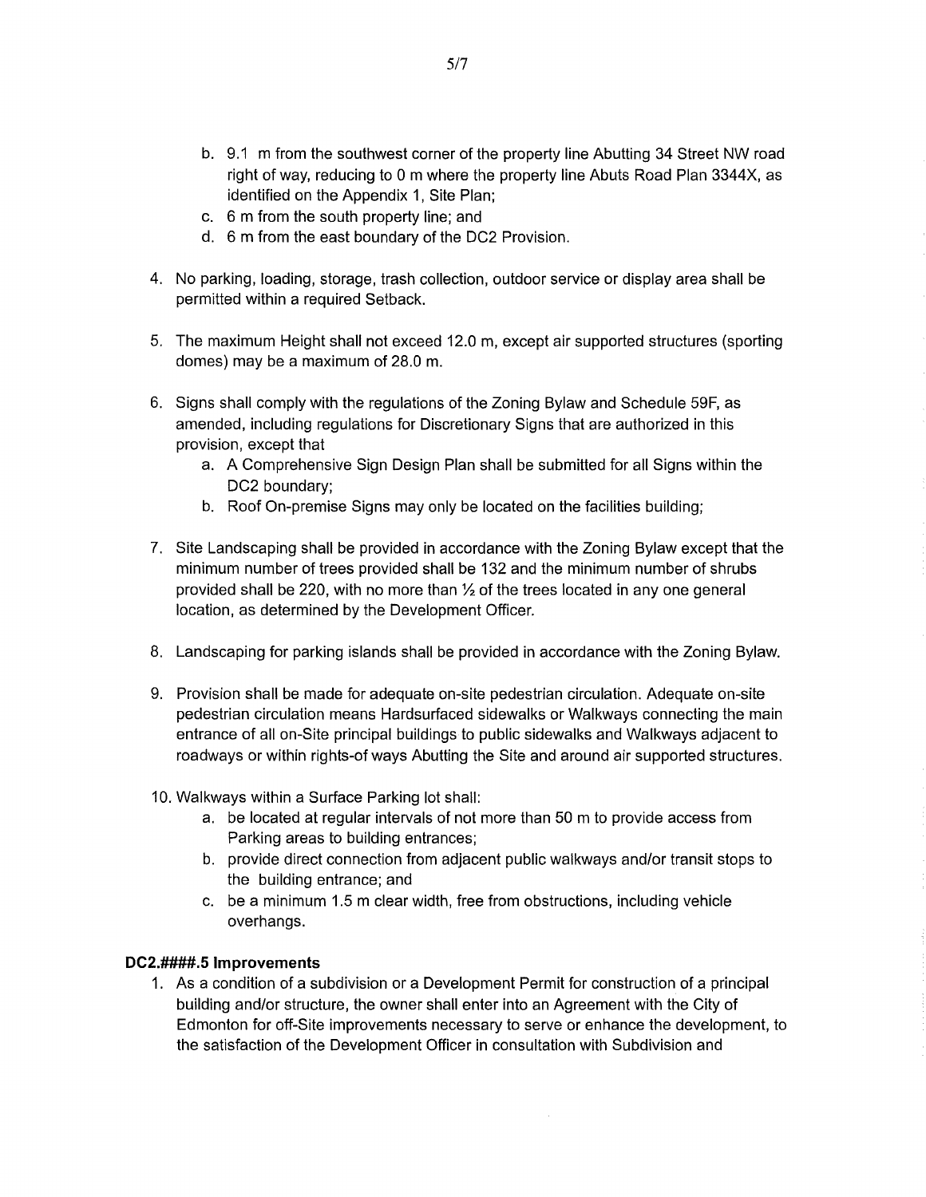b. 9.1 m from the southwest corner of the property line Abutting 34 Street NW road right of way, reducing to 0 m where the property line Abuts Road Plan 3344X, as identified on the Appendix 1, Site Plan;
c. 6 m from the south property line; and
d. 6 m from the east boundary of the DC2 Provision.

4. No parking, loading, storage, trash collection, outdoor service or display area shall be permitted within a required Setback.

5. The maximum Height shall not exceed 12.0 m, except air supported structures (sporting domes) may be a maximum of 28.0 m.

6. Signs shall comply with the regulations of the Zoning Bylaw and Schedule 59F, as amended, including regulations for Discretionary Signs that are authorized in this provision, except that
   a. A Comprehensive Sign Design Plan shall be submitted for all Signs within the DC2 boundary;
   b. Roof On-premise Signs may only be located on the facilities building;

7. Site Landscaping shall be provided in accordance with the Zoning Bylaw except that the minimum number of trees provided shall be 132 and the minimum number of shrubs provided shall be 220, with no more than ½ of the trees located in any one general location, as determined by the Development Officer.

8. Landscaping for parking islands shall be provided in accordance with the Zoning Bylaw.

9. Provision shall be made for adequate on-site pedestrian circulation. Adequate on-site pedestrian circulation means Hardsurfaced sidewalks or Walkways connecting the main entrance of all on-Site principal buildings to public sidewalks and Walkways adjacent to roadways or within rights-of ways Abutting the Site and around air supported structures.

10. Walkways within a Surface Parking lot shall:
    a. be located at regular intervals of not more than 50 m to provide access from Parking areas to building entrances;
    b. provide direct connection from adjacent public walkways and/or transit stops to the building entrance; and
    c. be a minimum 1.5 m clear width, free from obstructions, including vehicle overhangs.

### DC2.####.5 Improvements

1. As a condition of a subdivision or a Development Permit for construction of a principal building and/or structure, the owner shall enter into an Agreement with the City of Edmonton for off-Site improvements necessary to serve or enhance the development, to the satisfaction of the Development Officer in consultation with Subdivision and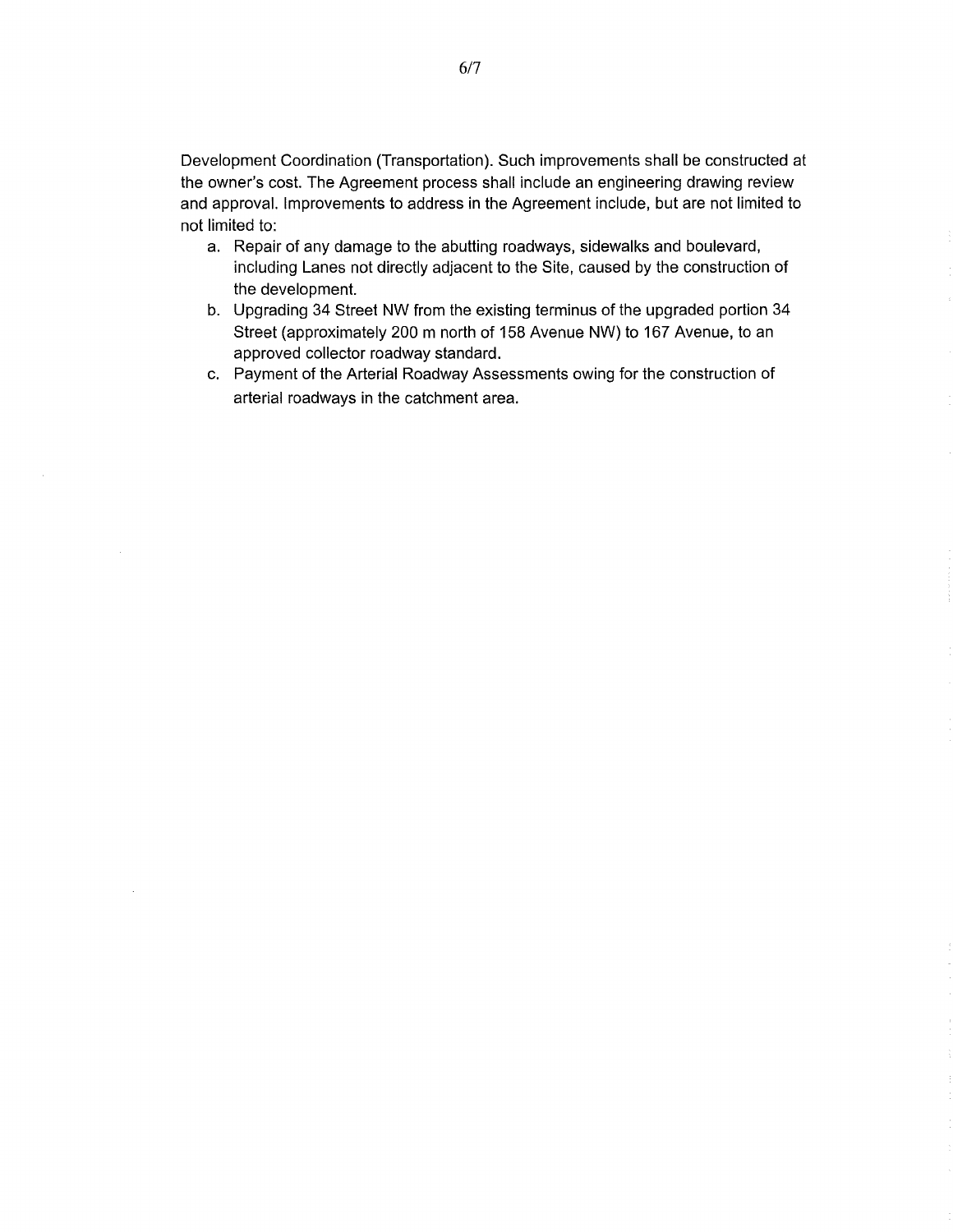Development Coordination (Transportation). Such improvements shall be constructed at the owner's cost. The Agreement process shall include an engineering drawing review and approval. Improvements to address in the Agreement include, but are not limited to not limited to:

a. Repair of any damage to the abutting roadways, sidewalks and boulevard, including Lanes not directly adjacent to the Site, caused by the construction of the development.
b. Upgrading 34 Street NW from the existing terminus of the upgraded portion 34 Street (approximately 200 m north of 158 Avenue NW) to 167 Avenue, to an approved collector roadway standard.
c. Payment of the Arterial Roadway Assessments owing for the construction of arterial roadways in the catchment area.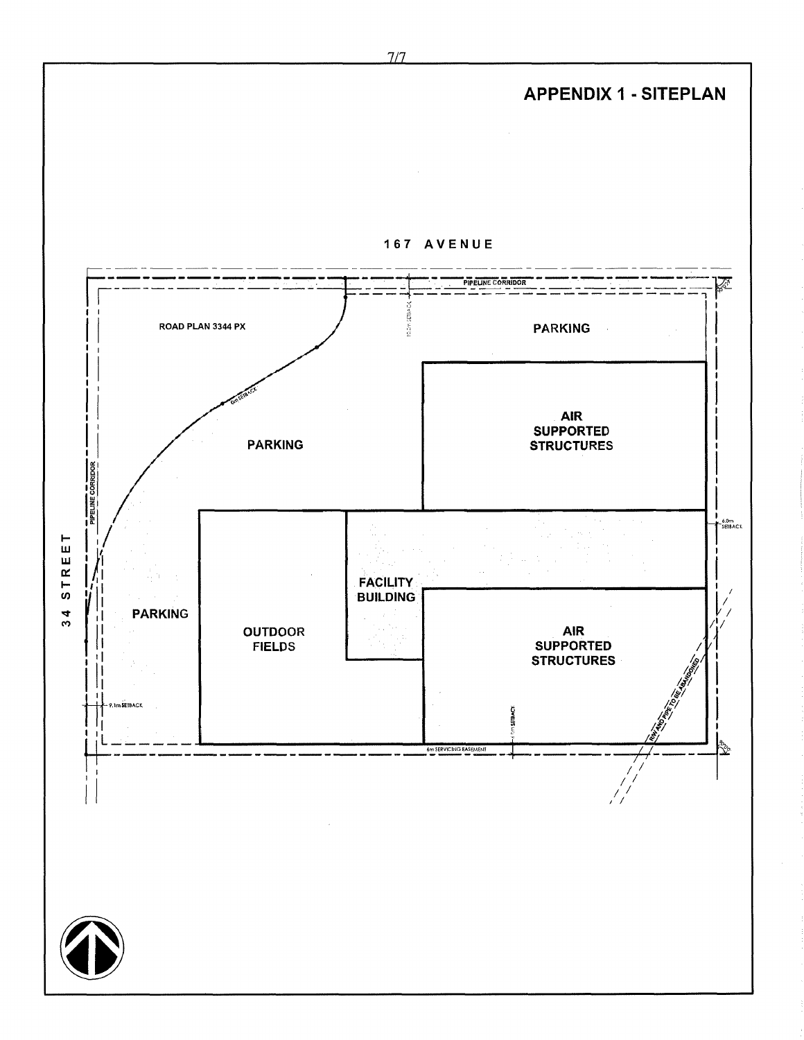## APPENDIX 1 - SITEPLAN

167 AVENUE

34 STREET

PIPELINE CORRIDOR

ROAD PLAN 3344 PX

PARKING

PARKING

PARKING

AIR SUPPORTED STRUCTURES

FACILITY BUILDING

OUTDOOR FIELDS

AIR SUPPORTED STRUCTURES

6m SETBACK

10.0m SETBACK

6.0m SETBACK

9.1m SETBACK

6m SERVICING EASEMENT

4.5m SETBACK

R/W AND PIPE TO BE ABANDONED